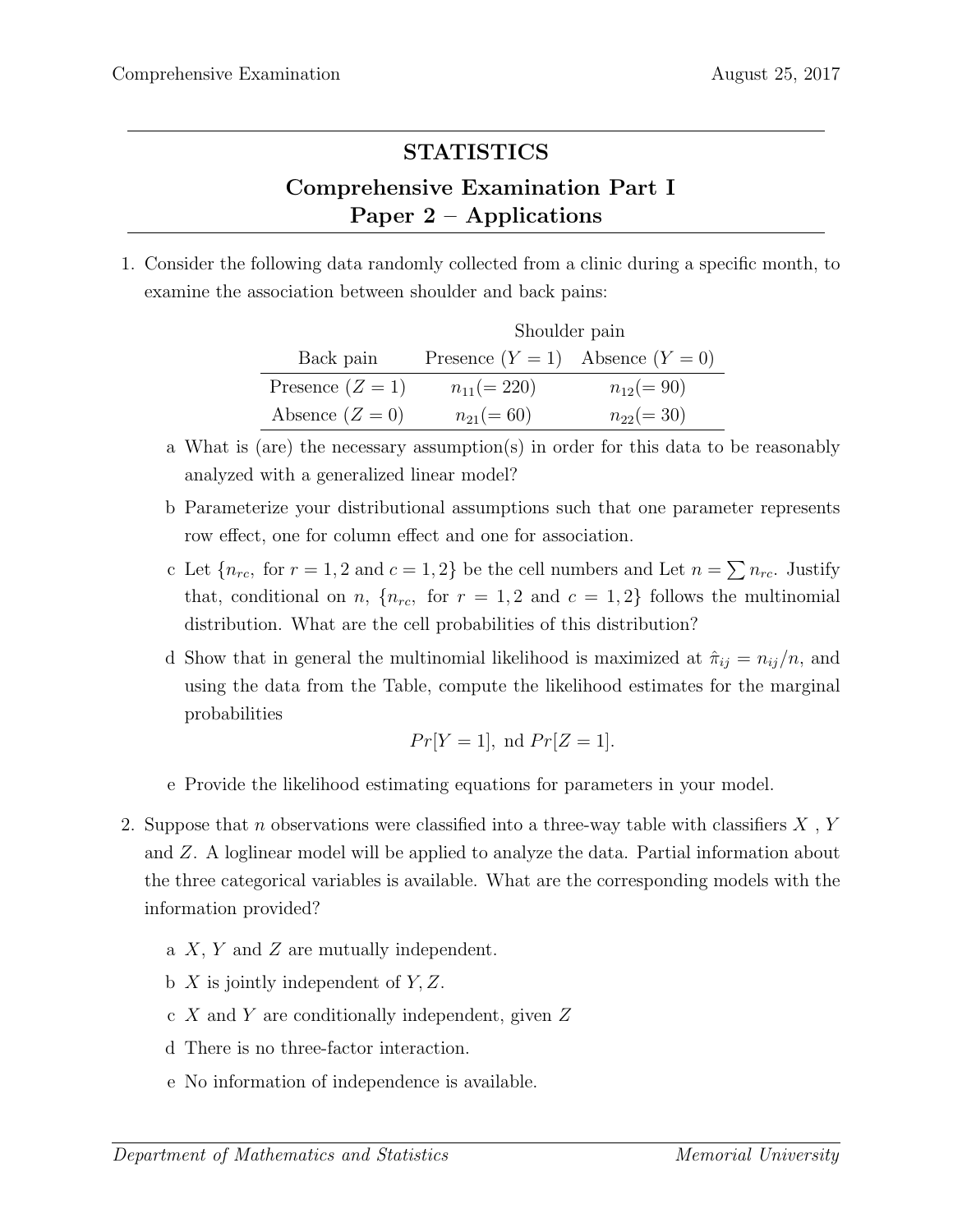# STATISTICS

## Comprehensive Examination Part I
## Paper 2 – Applications

1. Consider the following data randomly collected from a clinic during a specific month, to examine the association between shoulder and back pains:

| | Shoulder pain | |
|---|---|---|
| Back pain | Presence ($Y = 1$) | Absence ($Y = 0$) |
| Presence ($Z = 1$) | $n_{11}(= 220)$ | $n_{12}(= 90)$ |
| Absence ($Z = 0$) | $n_{21}(= 60)$ | $n_{22}(= 30)$ |

   a What is (are) the necessary assumption(s) in order for this data to be reasonably analyzed with a generalized linear model?

   b Parameterize your distributional assumptions such that one parameter represents row effect, one for column effect and one for association.

   c Let $\{n_{rc},$ for $r = 1, 2$ and $c = 1, 2\}$ be the cell numbers and Let $n = \sum n_{rc}$. Justify that, conditional on $n$, $\{n_{rc},$ for $r = 1, 2$ and $c = 1, 2\}$ follows the multinomial distribution. What are the cell probabilities of this distribution?

   d Show that in general the multinomial likelihood is maximized at $\hat{\pi}_{ij} = n_{ij}/n$, and using the data from the Table, compute the likelihood estimates for the marginal probabilities

$$Pr[Y = 1], \text{ nd } Pr[Z = 1].$$

   e Provide the likelihood estimating equations for parameters in your model.

2. Suppose that $n$ observations were classified into a three-way table with classifiers $X$, $Y$ and $Z$. A loglinear model will be applied to analyze the data. Partial information about the three categorical variables is available. What are the corresponding models with the information provided?

   a $X$, $Y$ and $Z$ are mutually independent.

   b $X$ is jointly independent of $Y, Z$.

   c $X$ and $Y$ are conditionally independent, given $Z$

   d There is no three-factor interaction.

   e No information of independence is available.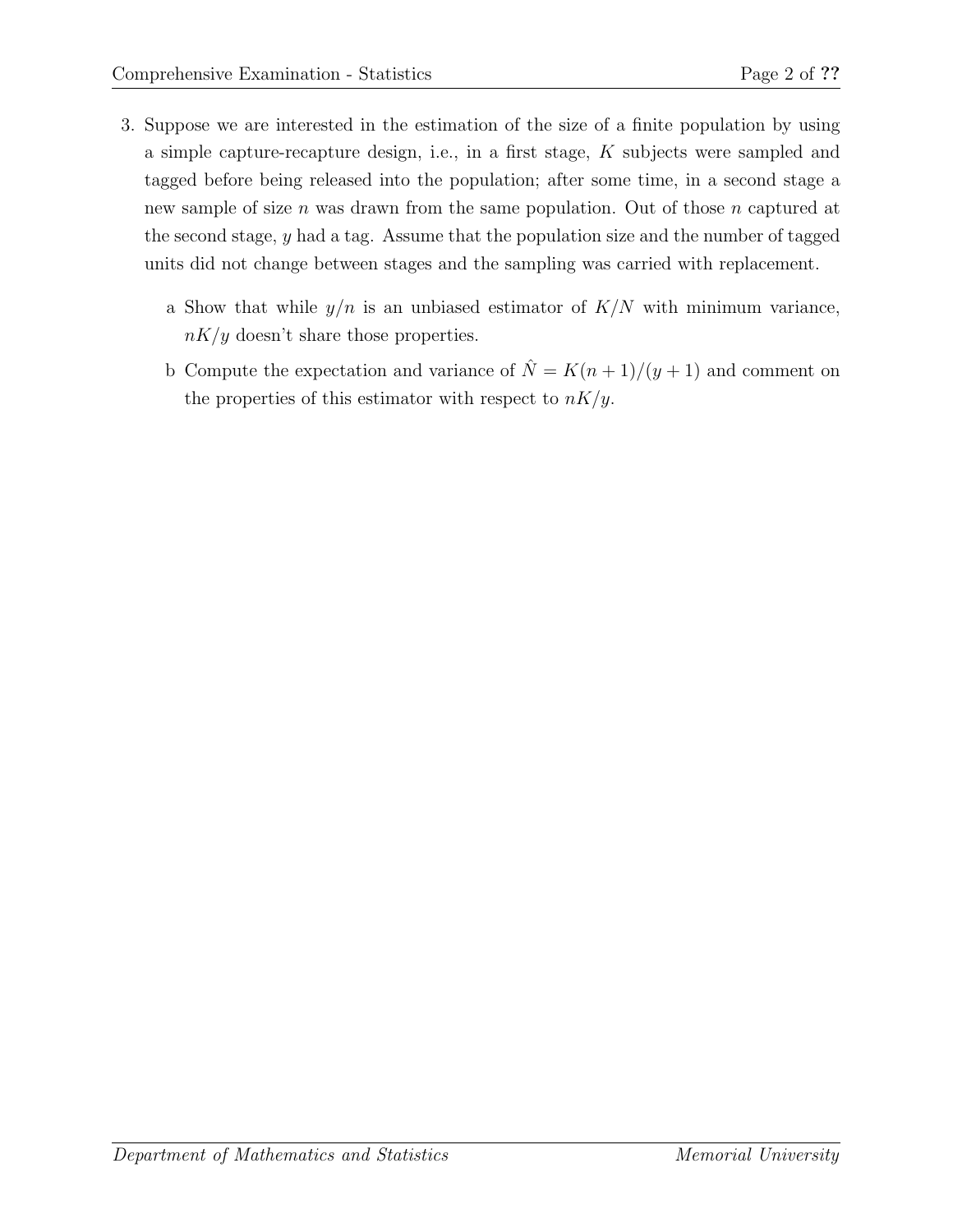3. Suppose we are interested in the estimation of the size of a finite population by using a simple capture-recapture design, i.e., in a first stage, $K$ subjects were sampled and tagged before being released into the population; after some time, in a second stage a new sample of size $n$ was drawn from the same population. Out of those $n$ captured at the second stage, $y$ had a tag. Assume that the population size and the number of tagged units did not change between stages and the sampling was carried with replacement.

   a Show that while $y/n$ is an unbiased estimator of $K/N$ with minimum variance, $nK/y$ doesn't share those properties.

   b Compute the expectation and variance of $\hat{N} = K(n+1)/(y+1)$ and comment on the properties of this estimator with respect to $nK/y$.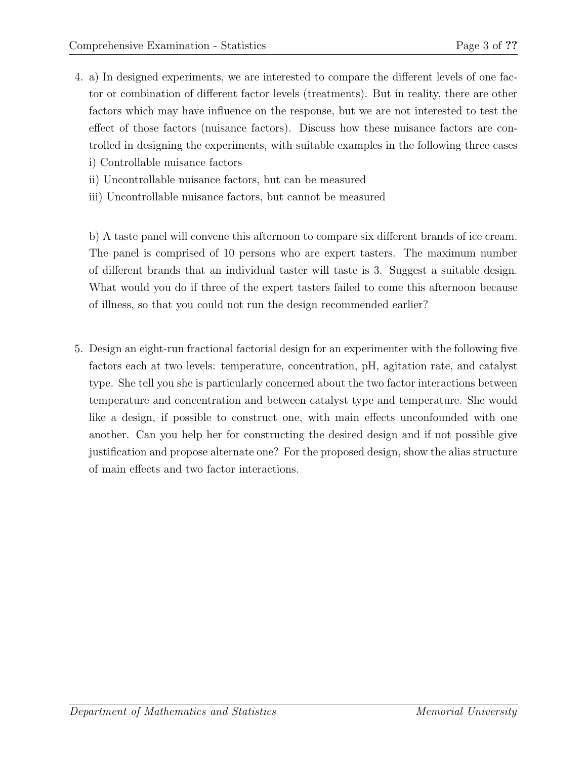4. a) In designed experiments, we are interested to compare the different levels of one factor or combination of different factor levels (treatments). But in reality, there are other factors which may have influence on the response, but we are not interested to test the effect of those factors (nuisance factors). Discuss how these nuisance factors are controlled in designing the experiments, with suitable examples in the following three cases
   i) Controllable nuisance factors
   ii) Uncontrollable nuisance factors, but can be measured
   iii) Uncontrollable nuisance factors, but cannot be measured

   b) A taste panel will convene this afternoon to compare six different brands of ice cream. The panel is comprised of 10 persons who are expert tasters. The maximum number of different brands that an individual taster will taste is 3. Suggest a suitable design. What would you do if three of the expert tasters failed to come this afternoon because of illness, so that you could not run the design recommended earlier?

5. Design an eight-run fractional factorial design for an experimenter with the following five factors each at two levels: temperature, concentration, pH, agitation rate, and catalyst type. She tell you she is particularly concerned about the two factor interactions between temperature and concentration and between catalyst type and temperature. She would like a design, if possible to construct one, with main effects unconfounded with one another. Can you help her for constructing the desired design and if not possible give justification and propose alternate one? For the proposed design, show the alias structure of main effects and two factor interactions.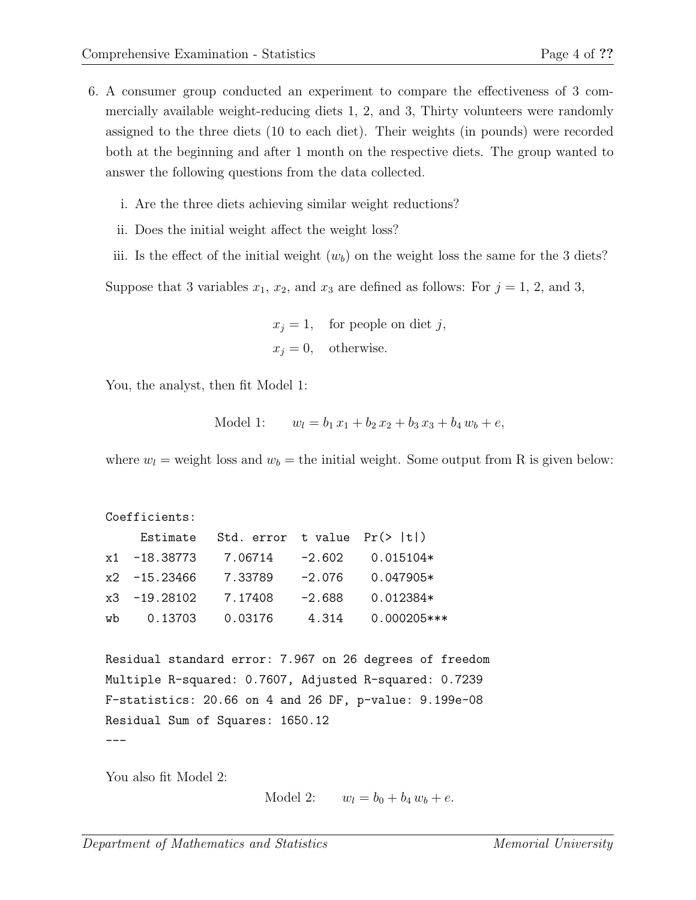6. A consumer group conducted an experiment to compare the effectiveness of 3 commercially available weight-reducing diets 1, 2, and 3, Thirty volunteers were randomly assigned to the three diets (10 to each diet). Their weights (in pounds) were recorded both at the beginning and after 1 month on the respective diets. The group wanted to answer the following questions from the data collected.

   i. Are the three diets achieving similar weight reductions?

   ii. Does the initial weight affect the weight loss?

   iii. Is the effect of the initial weight ($w_b$) on the weight loss the same for the 3 diets?

   Suppose that 3 variables $x_1$, $x_2$, and $x_3$ are defined as follows: For $j = 1$, 2, and 3,

$$
\begin{aligned}
x_j &= 1, \quad \text{for people on diet } j, \\
x_j &= 0, \quad \text{otherwise.}
\end{aligned}
$$

   You, the analyst, then fit Model 1:

$$
\text{Model 1:} \qquad w_l = b_1\, x_1 + b_2\, x_2 + b_3\, x_3 + b_4\, w_b + e,
$$

   where $w_l$ = weight loss and $w_b$ = the initial weight. Some output from R is given below:

```
Coefficients:
     Estimate   Std. error  t value  Pr(> |t|)
x1  -18.38773    7.06714    -2.602    0.015104*
x2  -15.23466    7.33789    -2.076    0.047905*
x3  -19.28102    7.17408    -2.688    0.012384*
wb    0.13703    0.03176     4.314    0.000205***

Residual standard error: 7.967 on 26 degrees of freedom
Multiple R-squared: 0.7607, Adjusted R-squared: 0.7239
F-statistics: 20.66 on 4 and 26 DF, p-value: 9.199e-08
Residual Sum of Squares: 1650.12
---
```

   You also fit Model 2:

$$
\text{Model 2:} \qquad w_l = b_0 + b_4\, w_b + e.
$$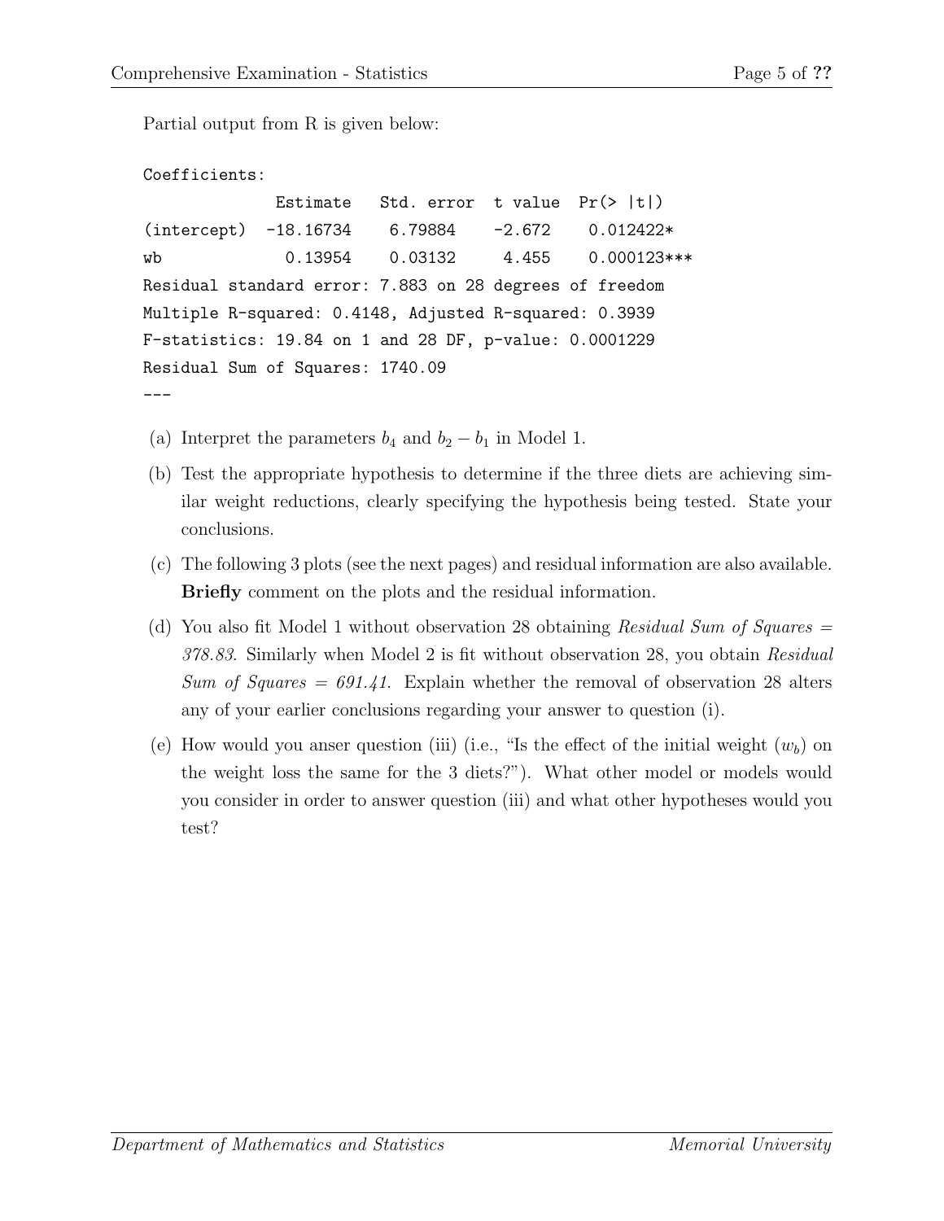Partial output from R is given below:

```
Coefficients:
             Estimate   Std. error  t value  Pr(> |t|)
(intercept)  -18.16734   6.79884    -2.672    0.012422*
wb             0.13954   0.03132     4.455    0.000123***
Residual standard error: 7.883 on 28 degrees of freedom
Multiple R-squared: 0.4148, Adjusted R-squared: 0.3939
F-statistics: 19.84 on 1 and 28 DF, p-value: 0.0001229
Residual Sum of Squares: 1740.09
---
```

(a) Interpret the parameters $b_4$ and $b_2 - b_1$ in Model 1.

(b) Test the appropriate hypothesis to determine if the three diets are achieving similar weight reductions, clearly specifying the hypothesis being tested. State your conclusions.

(c) The following 3 plots (see the next pages) and residual information are also available. **Briefly** comment on the plots and the residual information.

(d) You also fit Model 1 without observation 28 obtaining *Residual Sum of Squares = 378.83*. Similarly when Model 2 is fit without observation 28, you obtain *Residual Sum of Squares = 691.41*. Explain whether the removal of observation 28 alters any of your earlier conclusions regarding your answer to question (i).

(e) How would you anser question (iii) (i.e., "Is the effect of the initial weight ($w_b$) on the weight loss the same for the 3 diets?"). What other model or models would you consider in order to answer question (iii) and what other hypotheses would you test?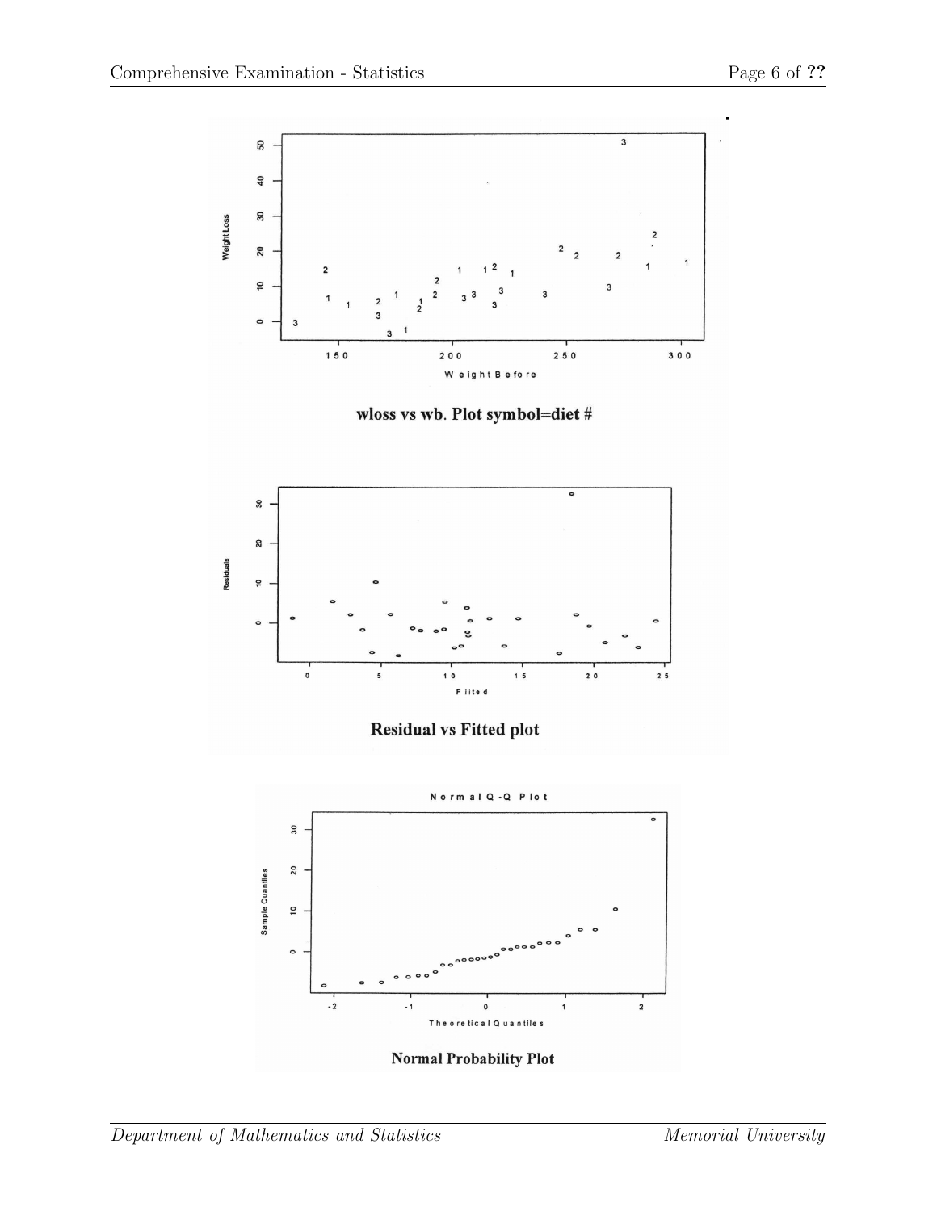wloss vs wb. Plot symbol=diet #

Residual vs Fitted plot

Normal Probability Plot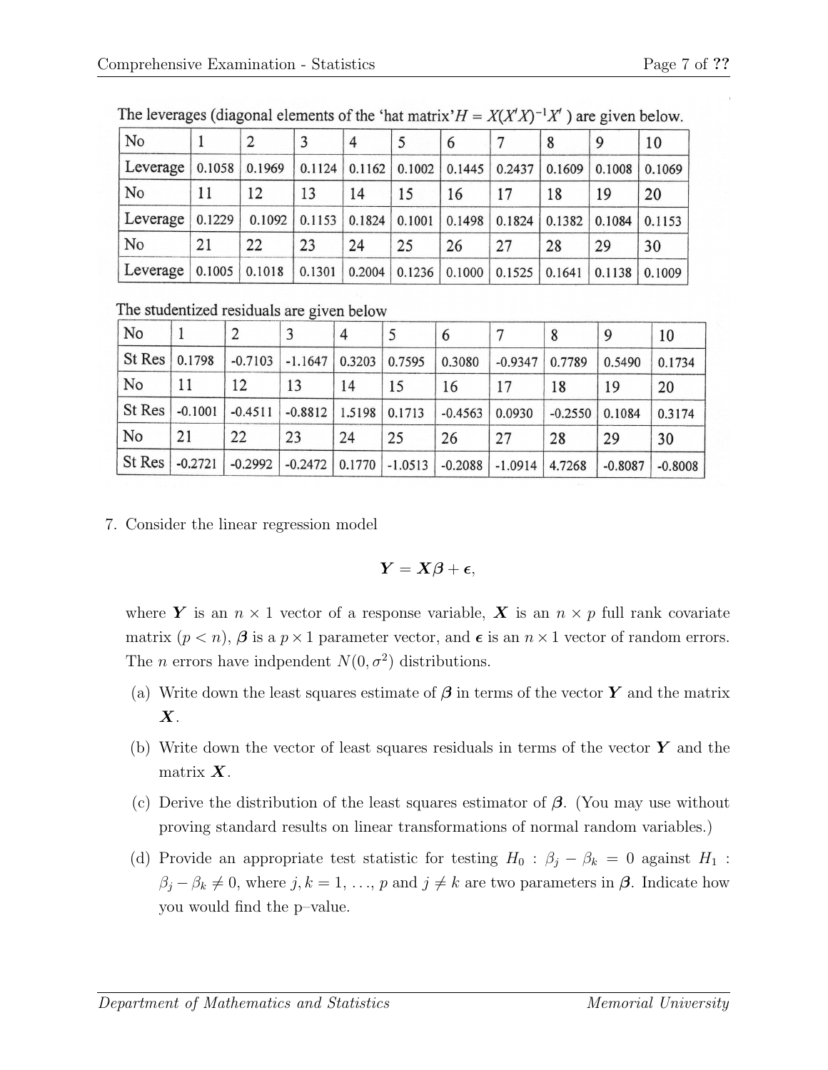The leverages (diagonal elements of the 'hat matrix' $H = X(X'X)^{-1}X'$ ) are given below.

| | | | | | | | | | | |
|---|---|---|---|---|---|---|---|---|---|---|
| No | 1 | 2 | 3 | 4 | 5 | 6 | 7 | 8 | 9 | 10 |
| Leverage | 0.1058 | 0.1969 | 0.1124 | 0.1162 | 0.1002 | 0.1445 | 0.2437 | 0.1609 | 0.1008 | 0.1069 |
| No | 11 | 12 | 13 | 14 | 15 | 16 | 17 | 18 | 19 | 20 |
| Leverage | 0.1229 | 0.1092 | 0.1153 | 0.1824 | 0.1001 | 0.1498 | 0.1824 | 0.1382 | 0.1084 | 0.1153 |
| No | 21 | 22 | 23 | 24 | 25 | 26 | 27 | 28 | 29 | 30 |
| Leverage | 0.1005 | 0.1018 | 0.1301 | 0.2004 | 0.1236 | 0.1000 | 0.1525 | 0.1641 | 0.1138 | 0.1009 |

The studentized residuals are given below

| | | | | | | | | | | |
|---|---|---|---|---|---|---|---|---|---|---|
| No | 1 | 2 | 3 | 4 | 5 | 6 | 7 | 8 | 9 | 10 |
| St Res | 0.1798 | -0.7103 | -1.1647 | 0.3203 | 0.7595 | 0.3080 | -0.9347 | 0.7789 | 0.5490 | 0.1734 |
| No | 11 | 12 | 13 | 14 | 15 | 16 | 17 | 18 | 19 | 20 |
| St Res | -0.1001 | -0.4511 | -0.8812 | 1.5198 | 0.1713 | -0.4563 | 0.0930 | -0.2550 | 0.1084 | 0.3174 |
| No | 21 | 22 | 23 | 24 | 25 | 26 | 27 | 28 | 29 | 30 |
| St Res | -0.2721 | -0.2992 | -0.2472 | 0.1770 | -1.0513 | -0.2088 | -1.0914 | 4.7268 | -0.8087 | -0.8008 |

7. Consider the linear regression model

$$\boldsymbol{Y} = \boldsymbol{X}\boldsymbol{\beta} + \boldsymbol{\epsilon},$$

where $\boldsymbol{Y}$ is an $n \times 1$ vector of a response variable, $\boldsymbol{X}$ is an $n \times p$ full rank covariate matrix ($p < n$), $\boldsymbol{\beta}$ is a $p \times 1$ parameter vector, and $\boldsymbol{\epsilon}$ is an $n \times 1$ vector of random errors. The $n$ errors have indpendent $N(0, \sigma^2)$ distributions.

(a) Write down the least squares estimate of $\boldsymbol{\beta}$ in terms of the vector $\boldsymbol{Y}$ and the matrix $\boldsymbol{X}$.

(b) Write down the vector of least squares residuals in terms of the vector $\boldsymbol{Y}$ and the matrix $\boldsymbol{X}$.

(c) Derive the distribution of the least squares estimator of $\boldsymbol{\beta}$. (You may use without proving standard results on linear transformations of normal random variables.)

(d) Provide an appropriate test statistic for testing $H_0 : \beta_j - \beta_k = 0$ against $H_1 : \beta_j - \beta_k \neq 0$, where $j, k = 1, \ldots, p$ and $j \neq k$ are two parameters in $\boldsymbol{\beta}$. Indicate how you would find the p–value.